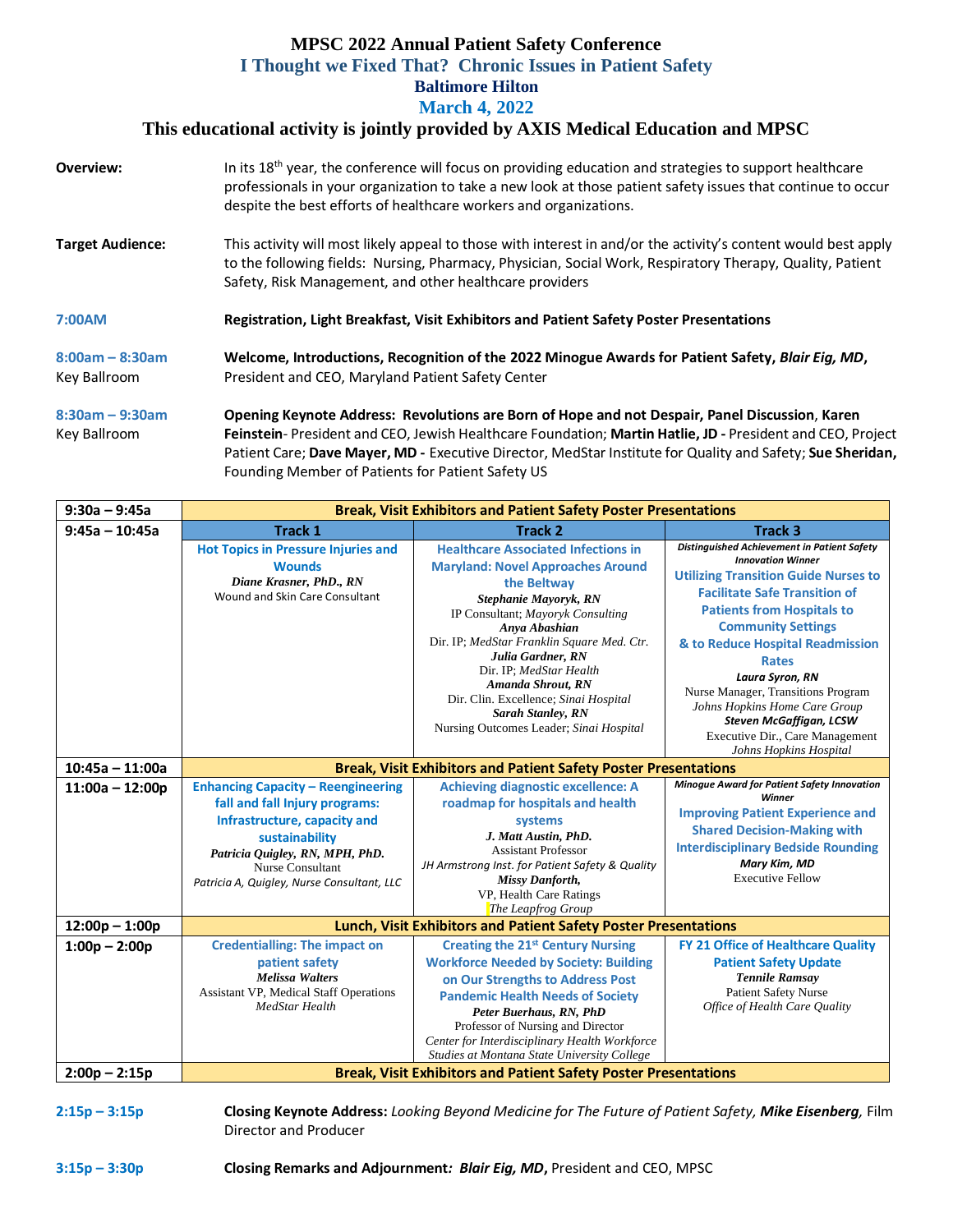# MPSC 2022 Annual Patient Safety Conference

## I Thought we Fixed That? Chronic Issues in Patient Safety

### Baltimore Hilton

### March 4, 2022

**This educational activity is jointly provided by AXIS Medical Education and MPSC**

**Overview:** In its 18th year, the conference will focus on providing education and strategies to support healthcare professionals in your organization to take a new look at those patient safety issues that continue to occur despite the best efforts of healthcare workers and organizations.

**Target Audience:** This activity will most likely appeal to those with interest in and/or the activity's content would best apply to the following fields: Nursing, Pharmacy, Physician, Social Work, Respiratory Therapy, Quality, Patient Safety, Risk Management, and other healthcare providers

**7:00AM** — **Registration, Light Breakfast, Visit Exhibitors and Patient Safety Poster Presentations**

**8:00am – 8:30am**
Key Ballroom — **Welcome, Introductions, Recognition of the 2022 Minogue Awards for Patient Safety, *Blair Eig, MD***, President and CEO, Maryland Patient Safety Center

**8:30am – 9:30am**
Key Ballroom — **Opening Keynote Address: Revolutions are Born of Hope and not Despair, Panel Discussion**, **Karen Feinstein**- President and CEO, Jewish Healthcare Foundation; **Martin Hatlie, JD -** President and CEO, Project Patient Care; **Dave Mayer, MD -** Executive Director, MedStar Institute for Quality and Safety; **Sue Sheridan,** Founding Member of Patients for Patient Safety US

| Time | Track 1 | Track 2 | Track 3 |
|---|---|---|---|
| **9:30a – 9:45a** | **Break, Visit Exhibitors and Patient Safety Poster Presentations** | | |
| **9:45a – 10:45a** | **Hot Topics in Pressure Injuries and Wounds**<br>***Diane Krasner, PhD., RN***<br>Wound and Skin Care Consultant | **Healthcare Associated Infections in Maryland: Novel Approaches Around the Beltway**<br>***Stephanie Mayoryk, RN***<br>IP Consultant; *Mayoryk Consulting*<br>***Anya Abashian***<br>Dir. IP; *MedStar Franklin Square Med. Ctr.*<br>***Julia Gardner, RN***<br>Dir. IP; *MedStar Health*<br>***Amanda Shrout, RN***<br>Dir. Clin. Excellence; *Sinai Hospital*<br>***Sarah Stanley, RN***<br>Nursing Outcomes Leader; *Sinai Hospital* | ***Distinguished Achievement in Patient Safety Innovation Winner***<br>**Utilizing Transition Guide Nurses to Facilitate Safe Transition of Patients from Hospitals to Community Settings & to Reduce Hospital Readmission Rates**<br>***Laura Syron, RN***<br>Nurse Manager, Transitions Program<br>*Johns Hopkins Home Care Group*<br>***Steven McGaffigan, LCSW***<br>Executive Dir., Care Management<br>*Johns Hopkins Hospital* |
| **10:45a – 11:00a** | **Break, Visit Exhibitors and Patient Safety Poster Presentations** | | |
| **11:00a – 12:00p** | **Enhancing Capacity – Reengineering fall and fall Injury programs: Infrastructure, capacity and sustainability**<br>***Patricia Quigley, RN, MPH, PhD.***<br>Nurse Consultant<br>*Patricia A, Quigley, Nurse Consultant, LLC* | **Achieving diagnostic excellence: A roadmap for hospitals and health systems**<br>***J. Matt Austin, PhD.***<br>Assistant Professor<br>*JH Armstrong Inst. for Patient Safety & Quality*<br>***Missy Danforth,***<br>VP, Health Care Ratings<br>*The Leapfrog Group* | ***Minogue Award for Patient Safety Innovation Winner***<br>**Improving Patient Experience and Shared Decision-Making with Interdisciplinary Bedside Rounding**<br>***Mary Kim, MD***<br>Executive Fellow |
| **12:00p – 1:00p** | **Lunch, Visit Exhibitors and Patient Safety Poster Presentations** | | |
| **1:00p – 2:00p** | **Credentialling: The impact on patient safety**<br>***Melissa Walters***<br>Assistant VP, Medical Staff Operations<br>*MedStar Health* | **Creating the 21st Century Nursing Workforce Needed by Society: Building on Our Strengths to Address Post Pandemic Health Needs of Society**<br>***Peter Buerhaus, RN, PhD***<br>Professor of Nursing and Director<br>*Center for Interdisciplinary Health Workforce Studies at Montana State University College* | **FY 21 Office of Healthcare Quality Patient Safety Update**<br>***Tennile Ramsay***<br>Patient Safety Nurse<br>*Office of Health Care Quality* |
| **2:00p – 2:15p** | **Break, Visit Exhibitors and Patient Safety Poster Presentations** | | |

**2:15p – 3:15p** — **Closing Keynote Address:** *Looking Beyond Medicine for The Future of Patient Safety,* ***Mike Eisenberg****,* Film Director and Producer

**3:15p – 3:30p** — **Closing Remarks and Adjournment*:* *Blair Eig, MD*,** President and CEO, MPSC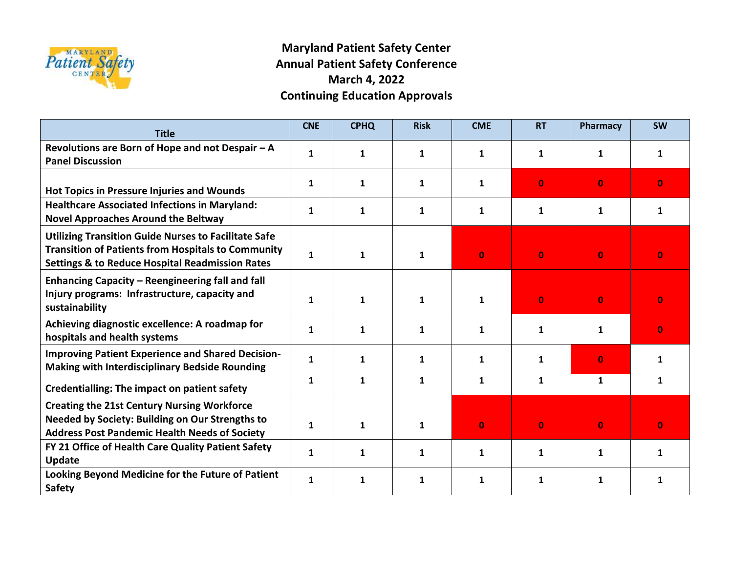# Maryland Patient Safety Center
## Annual Patient Safety Conference
## March 4, 2022
## Continuing Education Approvals

| Title | CNE | CPHQ | Risk | CME | RT | Pharmacy | SW |
|---|---|---|---|---|---|---|---|
| Revolutions are Born of Hope and not Despair – A Panel Discussion | 1 | 1 | 1 | 1 | 1 | 1 | 1 |
| Hot Topics in Pressure Injuries and Wounds | 1 | 1 | 1 | 1 | 0 | 0 | 0 |
| Healthcare Associated Infections in Maryland: Novel Approaches Around the Beltway | 1 | 1 | 1 | 1 | 1 | 1 | 1 |
| Utilizing Transition Guide Nurses to Facilitate Safe Transition of Patients from Hospitals to Community Settings & to Reduce Hospital Readmission Rates | 1 | 1 | 1 | 0 | 0 | 0 | 0 |
| Enhancing Capacity – Reengineering fall and fall Injury programs: Infrastructure, capacity and sustainability | 1 | 1 | 1 | 1 | 0 | 0 | 0 |
| Achieving diagnostic excellence: A roadmap for hospitals and health systems | 1 | 1 | 1 | 1 | 1 | 1 | 0 |
| Improving Patient Experience and Shared Decision-Making with Interdisciplinary Bedside Rounding | 1 | 1 | 1 | 1 | 1 | 0 | 1 |
| Credentialling: The impact on patient safety | 1 | 1 | 1 | 1 | 1 | 1 | 1 |
| Creating the 21st Century Nursing Workforce Needed by Society: Building on Our Strengths to Address Post Pandemic Health Needs of Society | 1 | 1 | 1 | 0 | 0 | 0 | 0 |
| FY 21 Office of Health Care Quality Patient Safety Update | 1 | 1 | 1 | 1 | 1 | 1 | 1 |
| Looking Beyond Medicine for the Future of Patient Safety | 1 | 1 | 1 | 1 | 1 | 1 | 1 |